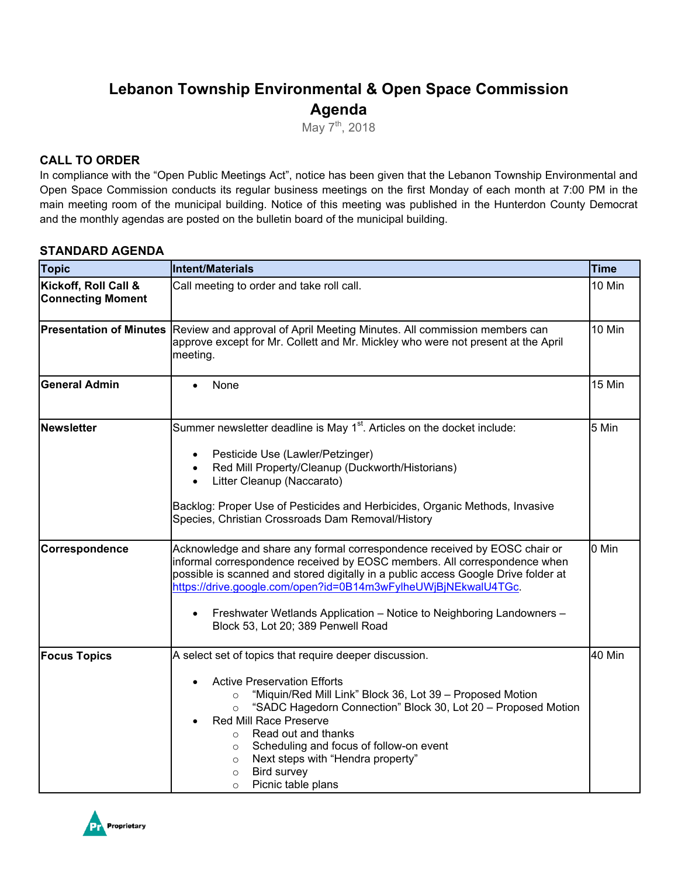# Lebanon Township Environmental & Open Space Commission Agenda

May 7th, 2018

## CALL TO ORDER

In compliance with the "Open Public Meetings Act", notice has been given that the Lebanon Township Environmental and Open Space Commission conducts its regular business meetings on the first Monday of each month at 7:00 PM in the main meeting room of the municipal building. Notice of this meeting was published in the Hunterdon County Democrat and the monthly agendas are posted on the bulletin board of the municipal building.

## STANDARD AGENDA

| Topic | Intent/Materials | Time |
|---|---|---|
| **Kickoff, Roll Call & Connecting Moment** | Call meeting to order and take roll call. | 10 Min |
| **Presentation of Minutes** | Review and approval of April Meeting Minutes. All commission members can approve except for Mr. Collett and Mr. Mickley who were not present at the April meeting. | 10 Min |
| **General Admin** | • None | 15 Min |
| **Newsletter** | Summer newsletter deadline is May 1st. Articles on the docket include:<br>• Pesticide Use (Lawler/Petzinger)<br>• Red Mill Property/Cleanup (Duckworth/Historians)<br>• Litter Cleanup (Naccarato)<br><br>Backlog: Proper Use of Pesticides and Herbicides, Organic Methods, Invasive Species, Christian Crossroads Dam Removal/History | 5 Min |
| **Correspondence** | Acknowledge and share any formal correspondence received by EOSC chair or informal correspondence received by EOSC members. All correspondence when possible is scanned and stored digitally in a public access Google Drive folder at https://drive.google.com/open?id=0B14m3wFylheUWjBjNEkwalU4TGc.<br><br>• Freshwater Wetlands Application – Notice to Neighboring Landowners – Block 53, Lot 20; 389 Penwell Road | 0 Min |
| **Focus Topics** | A select set of topics that require deeper discussion.<br><br>• Active Preservation Efforts<br>  ○ "Miquin/Red Mill Link" Block 36, Lot 39 – Proposed Motion<br>  ○ "SADC Hagedorn Connection" Block 30, Lot 20 – Proposed Motion<br>• Red Mill Race Preserve<br>  ○ Read out and thanks<br>  ○ Scheduling and focus of follow-on event<br>  ○ Next steps with "Hendra property"<br>  ○ Bird survey<br>  ○ Picnic table plans | 40 Min |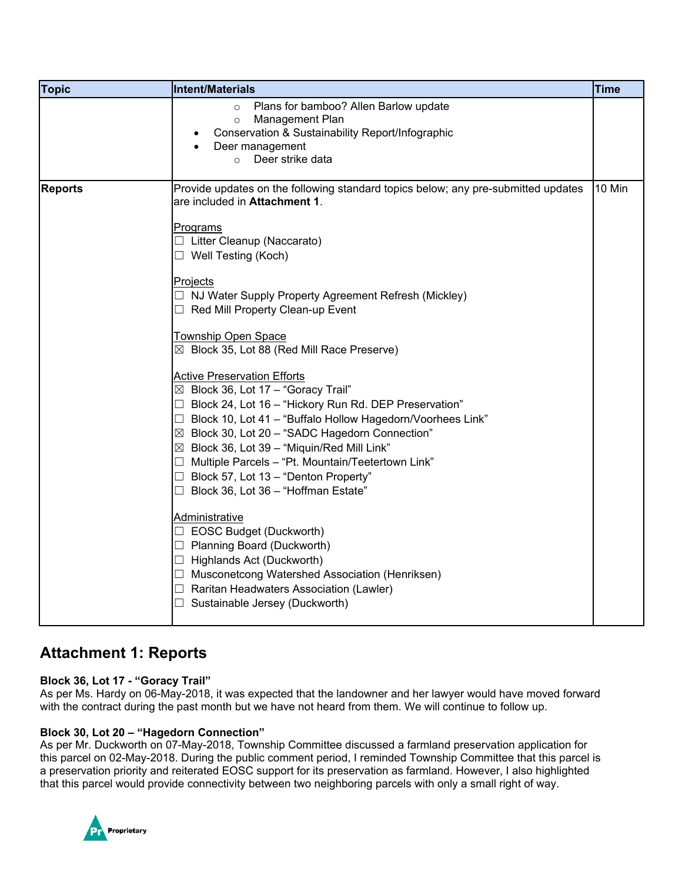| Topic | Intent/Materials | Time |
|---|---|---|
| | ○ Plans for bamboo? Allen Barlow update<br>○ Management Plan<br>• Conservation & Sustainability Report/Infographic<br>• Deer management<br>○ Deer strike data | |
| **Reports** | Provide updates on the following standard topics below; any pre-submitted updates are included in **Attachment 1**.<br><br><u>Programs</u><br>☐ Litter Cleanup (Naccarato)<br>☐ Well Testing (Koch)<br><br><u>Projects</u><br>☐ NJ Water Supply Property Agreement Refresh (Mickley)<br>☐ Red Mill Property Clean-up Event<br><br><u>Township Open Space</u><br>☒ Block 35, Lot 88 (Red Mill Race Preserve)<br><br><u>Active Preservation Efforts</u><br>☒ Block 36, Lot 17 – "Goracy Trail"<br>☐ Block 24, Lot 16 – "Hickory Run Rd. DEP Preservation"<br>☐ Block 10, Lot 41 – "Buffalo Hollow Hagedorn/Voorhees Link"<br>☒ Block 30, Lot 20 – "SADC Hagedorn Connection"<br>☒ Block 36, Lot 39 – "Miquin/Red Mill Link"<br>☐ Multiple Parcels – "Pt. Mountain/Teetertown Link"<br>☐ Block 57, Lot 13 – "Denton Property"<br>☐ Block 36, Lot 36 – "Hoffman Estate"<br><br><u>Administrative</u><br>☐ EOSC Budget (Duckworth)<br>☐ Planning Board (Duckworth)<br>☐ Highlands Act (Duckworth)<br>☐ Musconetcong Watershed Association (Henriksen)<br>☐ Raritan Headwaters Association (Lawler)<br>☐ Sustainable Jersey (Duckworth) | 10 Min |

## Attachment 1: Reports

**Block 36, Lot 17 - "Goracy Trail"**
As per Ms. Hardy on 06-May-2018, it was expected that the landowner and her lawyer would have moved forward with the contract during the past month but we have not heard from them. We will continue to follow up.

**Block 30, Lot 20 – "Hagedorn Connection"**
As per Mr. Duckworth on 07-May-2018, Township Committee discussed a farmland preservation application for this parcel on 02-May-2018. During the public comment period, I reminded Township Committee that this parcel is a preservation priority and reiterated EOSC support for its preservation as farmland. However, I also highlighted that this parcel would provide connectivity between two neighboring parcels with only a small right of way.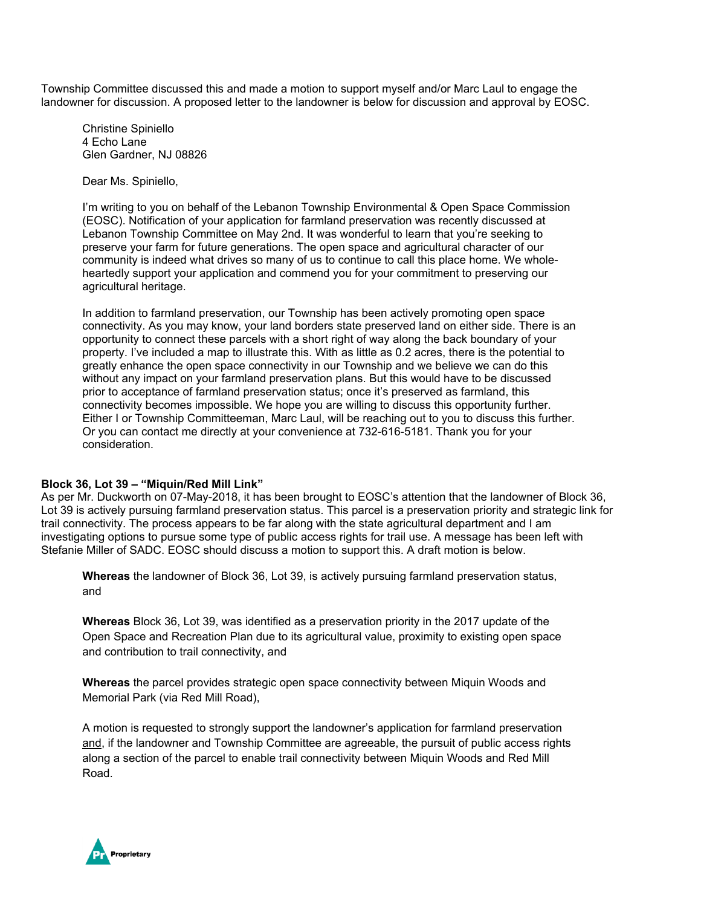Township Committee discussed this and made a motion to support myself and/or Marc Laul to engage the landowner for discussion. A proposed letter to the landowner is below for discussion and approval by EOSC.

> Christine Spiniello
> 4 Echo Lane
> Glen Gardner, NJ 08826
>
> Dear Ms. Spiniello,
>
> I'm writing to you on behalf of the Lebanon Township Environmental & Open Space Commission (EOSC). Notification of your application for farmland preservation was recently discussed at Lebanon Township Committee on May 2nd. It was wonderful to learn that you're seeking to preserve your farm for future generations. The open space and agricultural character of our community is indeed what drives so many of us to continue to call this place home. We whole-heartedly support your application and commend you for your commitment to preserving our agricultural heritage.
>
> In addition to farmland preservation, our Township has been actively promoting open space connectivity. As you may know, your land borders state preserved land on either side. There is an opportunity to connect these parcels with a short right of way along the back boundary of your property. I've included a map to illustrate this. With as little as 0.2 acres, there is the potential to greatly enhance the open space connectivity in our Township and we believe we can do this without any impact on your farmland preservation plans. But this would have to be discussed prior to acceptance of farmland preservation status; once it's preserved as farmland, this connectivity becomes impossible. We hope you are willing to discuss this opportunity further. Either I or Township Committeeman, Marc Laul, will be reaching out to you to discuss this further. Or you can contact me directly at your convenience at 732-616-5181. Thank you for your consideration.

**Block 36, Lot 39 – "Miquin/Red Mill Link"**

As per Mr. Duckworth on 07-May-2018, it has been brought to EOSC's attention that the landowner of Block 36, Lot 39 is actively pursuing farmland preservation status. This parcel is a preservation priority and strategic link for trail connectivity. The process appears to be far along with the state agricultural department and I am investigating options to pursue some type of public access rights for trail use. A message has been left with Stefanie Miller of SADC. EOSC should discuss a motion to support this. A draft motion is below.

> **Whereas** the landowner of Block 36, Lot 39, is actively pursuing farmland preservation status, and
>
> **Whereas** Block 36, Lot 39, was identified as a preservation priority in the 2017 update of the Open Space and Recreation Plan due to its agricultural value, proximity to existing open space and contribution to trail connectivity, and
>
> **Whereas** the parcel provides strategic open space connectivity between Miquin Woods and Memorial Park (via Red Mill Road),
>
> A motion is requested to strongly support the landowner's application for farmland preservation and, if the landowner and Township Committee are agreeable, the pursuit of public access rights along a section of the parcel to enable trail connectivity between Miquin Woods and Red Mill Road.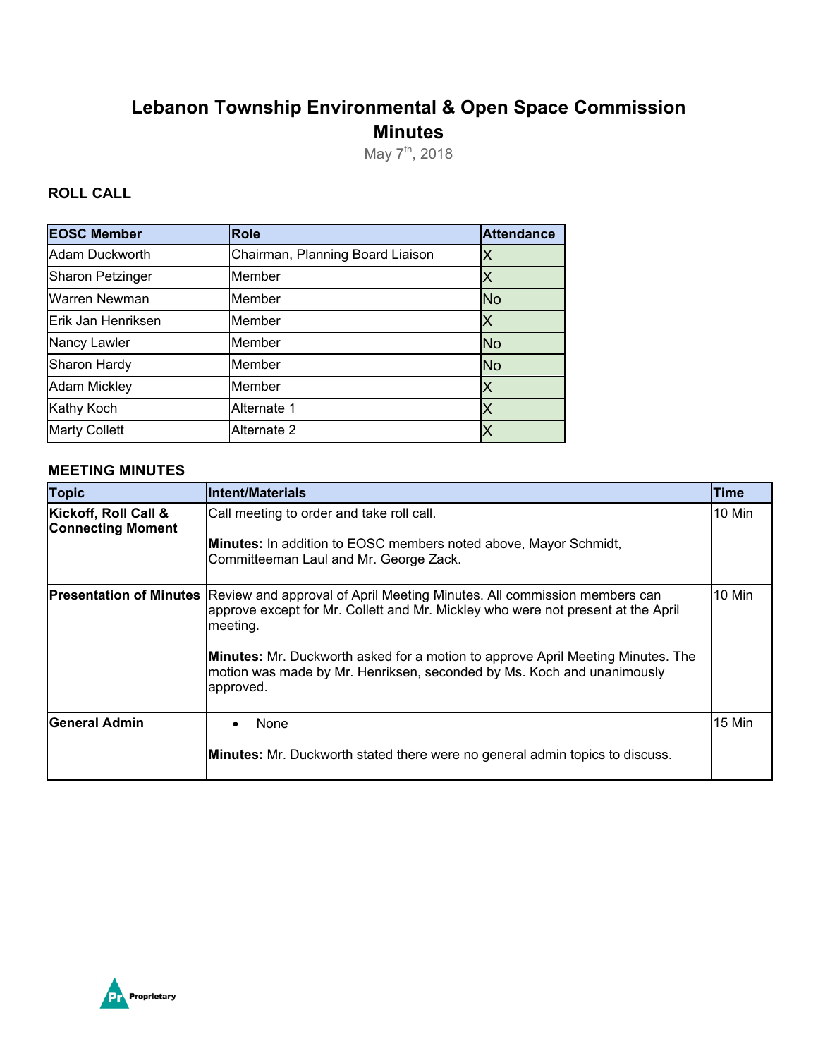# Lebanon Township Environmental & Open Space Commission Minutes

May 7th, 2018

## ROLL CALL

| EOSC Member | Role | Attendance |
|---|---|---|
| Adam Duckworth | Chairman, Planning Board Liaison | X |
| Sharon Petzinger | Member | X |
| Warren Newman | Member | No |
| Erik Jan Henriksen | Member | X |
| Nancy Lawler | Member | No |
| Sharon Hardy | Member | No |
| Adam Mickley | Member | X |
| Kathy Koch | Alternate 1 | X |
| Marty Collett | Alternate 2 | X |

## MEETING MINUTES

| Topic | Intent/Materials | Time |
|---|---|---|
| **Kickoff, Roll Call & Connecting Moment** | Call meeting to order and take roll call.<br><br>**Minutes:** In addition to EOSC members noted above, Mayor Schmidt, Committeeman Laul and Mr. George Zack. | 10 Min |
| **Presentation of Minutes** | Review and approval of April Meeting Minutes. All commission members can approve except for Mr. Collett and Mr. Mickley who were not present at the April meeting.<br><br>**Minutes:** Mr. Duckworth asked for a motion to approve April Meeting Minutes. The motion was made by Mr. Henriksen, seconded by Ms. Koch and unanimously approved. | 10 Min |
| **General Admin** | • None<br><br>**Minutes:** Mr. Duckworth stated there were no general admin topics to discuss. | 15 Min |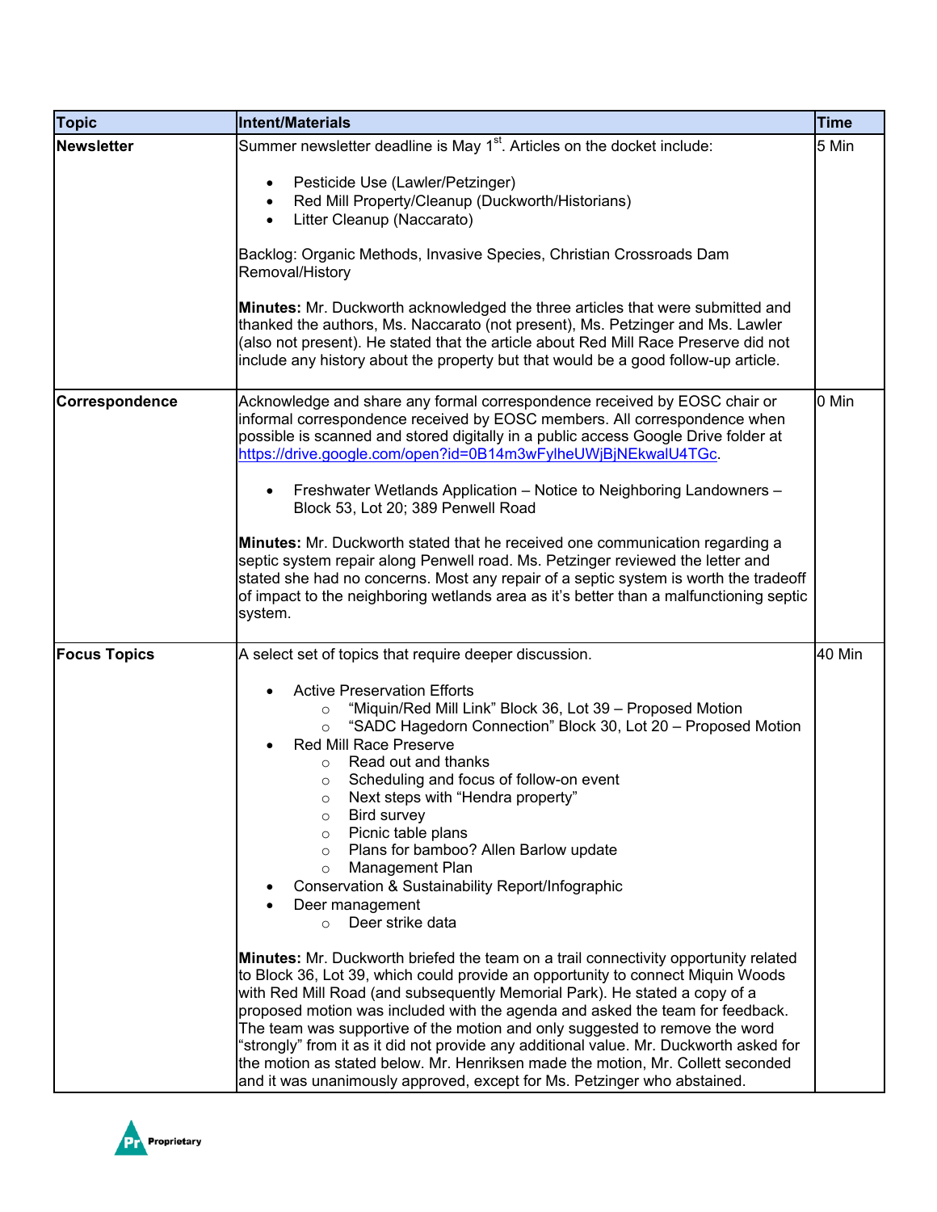| Topic | Intent/Materials | Time |
|---|---|---|
| **Newsletter** | Summer newsletter deadline is May 1st. Articles on the docket include:<br><br>• Pesticide Use (Lawler/Petzinger)<br>• Red Mill Property/Cleanup (Duckworth/Historians)<br>• Litter Cleanup (Naccarato)<br><br>Backlog: Organic Methods, Invasive Species, Christian Crossroads Dam Removal/History<br><br>**Minutes:** Mr. Duckworth acknowledged the three articles that were submitted and thanked the authors, Ms. Naccarato (not present), Ms. Petzinger and Ms. Lawler (also not present). He stated that the article about Red Mill Race Preserve did not include any history about the property but that would be a good follow-up article. | 5 Min |
| **Correspondence** | Acknowledge and share any formal correspondence received by EOSC chair or informal correspondence received by EOSC members. All correspondence when possible is scanned and stored digitally in a public access Google Drive folder at https://drive.google.com/open?id=0B14m3wFylheUWjBjNEkwalU4TGc.<br><br>• Freshwater Wetlands Application – Notice to Neighboring Landowners – Block 53, Lot 20; 389 Penwell Road<br><br>**Minutes:** Mr. Duckworth stated that he received one communication regarding a septic system repair along Penwell road. Ms. Petzinger reviewed the letter and stated she had no concerns. Most any repair of a septic system is worth the tradeoff of impact to the neighboring wetlands area as it's better than a malfunctioning septic system. | 0 Min |
| **Focus Topics** | A select set of topics that require deeper discussion.<br><br>• Active Preservation Efforts<br>  ○ "Miquin/Red Mill Link" Block 36, Lot 39 – Proposed Motion<br>  ○ "SADC Hagedorn Connection" Block 30, Lot 20 – Proposed Motion<br>• Red Mill Race Preserve<br>  ○ Read out and thanks<br>  ○ Scheduling and focus of follow-on event<br>  ○ Next steps with "Hendra property"<br>  ○ Bird survey<br>  ○ Picnic table plans<br>  ○ Plans for bamboo? Allen Barlow update<br>  ○ Management Plan<br>• Conservation & Sustainability Report/Infographic<br>• Deer management<br>  ○ Deer strike data<br><br>**Minutes:** Mr. Duckworth briefed the team on a trail connectivity opportunity related to Block 36, Lot 39, which could provide an opportunity to connect Miquin Woods with Red Mill Road (and subsequently Memorial Park). He stated a copy of a proposed motion was included with the agenda and asked the team for feedback. The team was supportive of the motion and only suggested to remove the word "strongly" from it as it did not provide any additional value. Mr. Duckworth asked for the motion as stated below. Mr. Henriksen made the motion, Mr. Collett seconded and it was unanimously approved, except for Ms. Petzinger who abstained. | 40 Min |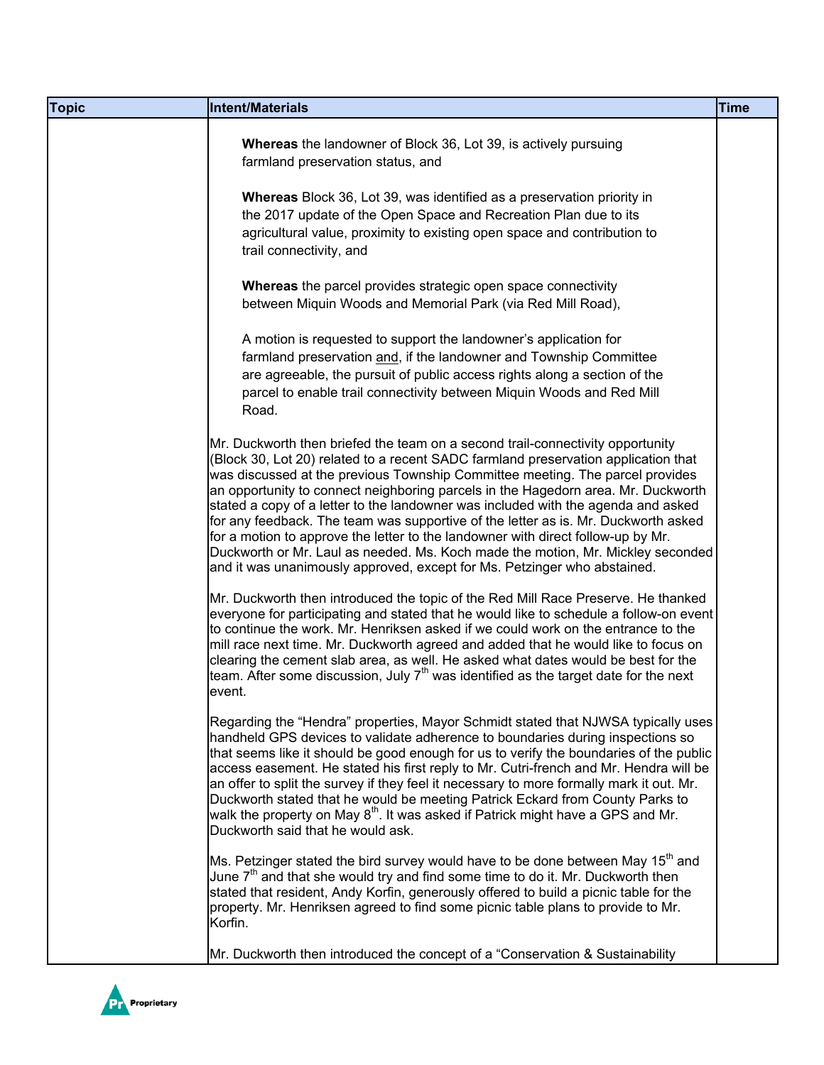| Topic | Intent/Materials | Time |
|---|---|---|
| | **Whereas** the landowner of Block 36, Lot 39, is actively pursuing farmland preservation status, and<br><br>**Whereas** Block 36, Lot 39, was identified as a preservation priority in the 2017 update of the Open Space and Recreation Plan due to its agricultural value, proximity to existing open space and contribution to trail connectivity, and<br><br>**Whereas** the parcel provides strategic open space connectivity between Miquin Woods and Memorial Park (via Red Mill Road),<br><br>A motion is requested to support the landowner's application for farmland preservation <u>and</u>, if the landowner and Township Committee are agreeable, the pursuit of public access rights along a section of the parcel to enable trail connectivity between Miquin Woods and Red Mill Road.<br><br>Mr. Duckworth then briefed the team on a second trail-connectivity opportunity (Block 30, Lot 20) related to a recent SADC farmland preservation application that was discussed at the previous Township Committee meeting. The parcel provides an opportunity to connect neighboring parcels in the Hagedorn area. Mr. Duckworth stated a copy of a letter to the landowner was included with the agenda and asked for any feedback. The team was supportive of the letter as is. Mr. Duckworth asked for a motion to approve the letter to the landowner with direct follow-up by Mr. Duckworth or Mr. Laul as needed. Ms. Koch made the motion, Mr. Mickley seconded and it was unanimously approved, except for Ms. Petzinger who abstained.<br><br>Mr. Duckworth then introduced the topic of the Red Mill Race Preserve. He thanked everyone for participating and stated that he would like to schedule a follow-on event to continue the work. Mr. Henriksen asked if we could work on the entrance to the mill race next time. Mr. Duckworth agreed and added that he would like to focus on clearing the cement slab area, as well. He asked what dates would be best for the team. After some discussion, July 7th was identified as the target date for the next event.<br><br>Regarding the "Hendra" properties, Mayor Schmidt stated that NJWSA typically uses handheld GPS devices to validate adherence to boundaries during inspections so that seems like it should be good enough for us to verify the boundaries of the public access easement. He stated his first reply to Mr. Cutri-french and Mr. Hendra will be an offer to split the survey if they feel it necessary to more formally mark it out. Mr. Duckworth stated that he would be meeting Patrick Eckard from County Parks to walk the property on May 8th. It was asked if Patrick might have a GPS and Mr. Duckworth said that he would ask.<br><br>Ms. Petzinger stated the bird survey would have to be done between May 15th and June 7th and that she would try and find some time to do it. Mr. Duckworth then stated that resident, Andy Korfin, generously offered to build a picnic table for the property. Mr. Henriksen agreed to find some picnic table plans to provide to Mr. Korfin.<br><br>Mr. Duckworth then introduced the concept of a "Conservation & Sustainability | |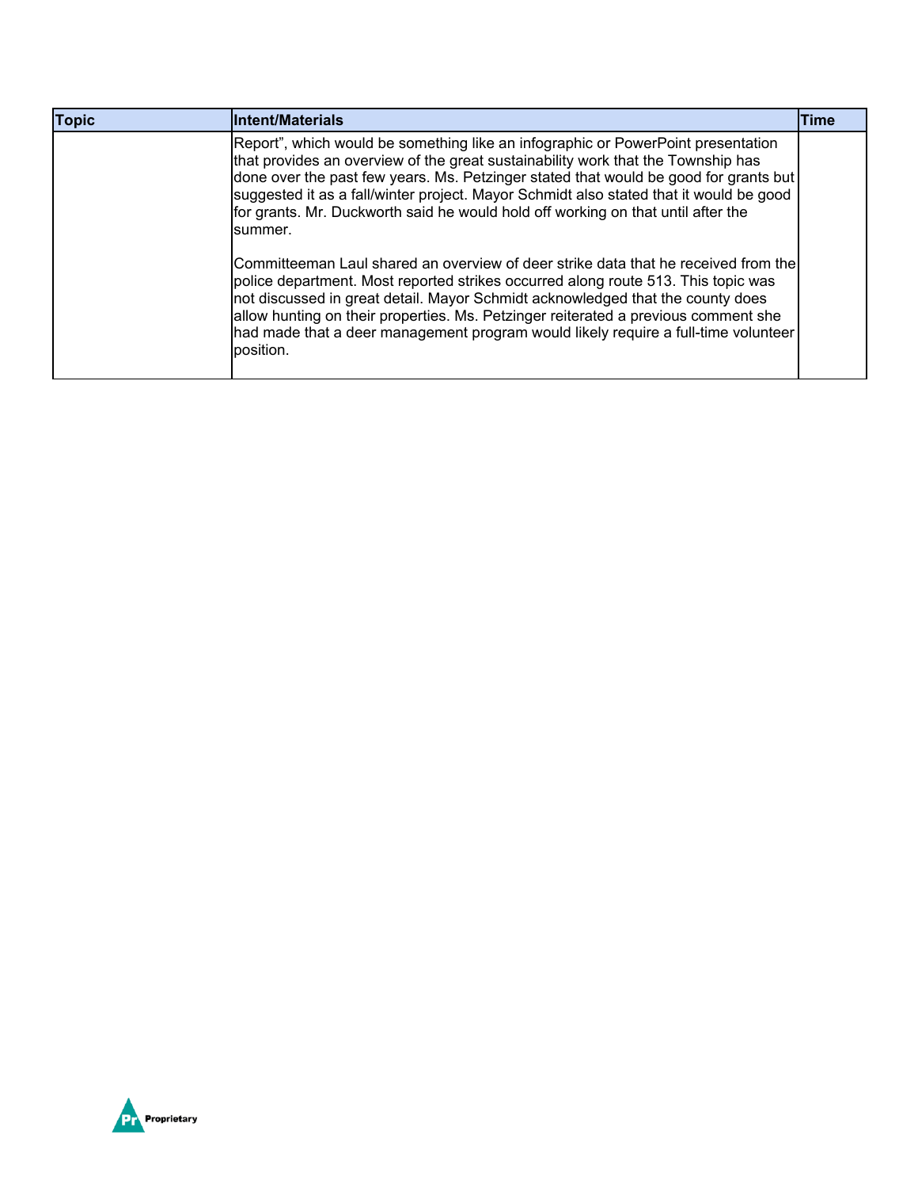| Topic | Intent/Materials | Time |
|---|---|---|
| | Report", which would be something like an infographic or PowerPoint presentation that provides an overview of the great sustainability work that the Township has done over the past few years. Ms. Petzinger stated that would be good for grants but suggested it as a fall/winter project. Mayor Schmidt also stated that it would be good for grants. Mr. Duckworth said he would hold off working on that until after the summer.<br><br>Committeeman Laul shared an overview of deer strike data that he received from the police department. Most reported strikes occurred along route 513. This topic was not discussed in great detail. Mayor Schmidt acknowledged that the county does allow hunting on their properties. Ms. Petzinger reiterated a previous comment she had made that a deer management program would likely require a full-time volunteer position. | |

Proprietary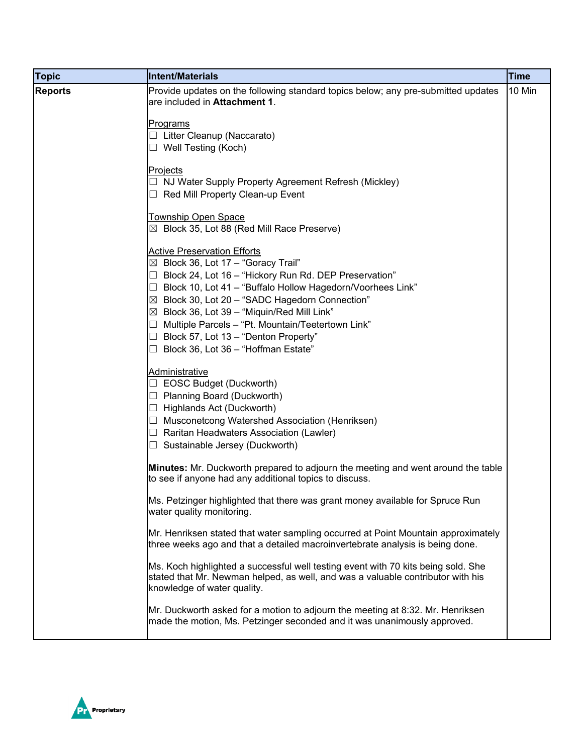| Topic | Intent/Materials | Time |
|---|---|---|
| **Reports** | Provide updates on the following standard topics below; any pre-submitted updates are included in **Attachment 1**.<br><br><u>Programs</u><br>☐ Litter Cleanup (Naccarato)<br>☐ Well Testing (Koch)<br><br><u>Projects</u><br>☐ NJ Water Supply Property Agreement Refresh (Mickley)<br>☐ Red Mill Property Clean-up Event<br><br><u>Township Open Space</u><br>☒ Block 35, Lot 88 (Red Mill Race Preserve)<br><br><u>Active Preservation Efforts</u><br>☒ Block 36, Lot 17 – "Goracy Trail"<br>☐ Block 24, Lot 16 – "Hickory Run Rd. DEP Preservation"<br>☐ Block 10, Lot 41 – "Buffalo Hollow Hagedorn/Voorhees Link"<br>☒ Block 30, Lot 20 – "SADC Hagedorn Connection"<br>☒ Block 36, Lot 39 – "Miquin/Red Mill Link"<br>☐ Multiple Parcels – "Pt. Mountain/Teetertown Link"<br>☐ Block 57, Lot 13 – "Denton Property"<br>☐ Block 36, Lot 36 – "Hoffman Estate"<br><br><u>Administrative</u><br>☐ EOSC Budget (Duckworth)<br>☐ Planning Board (Duckworth)<br>☐ Highlands Act (Duckworth)<br>☐ Musconetcong Watershed Association (Henriksen)<br>☐ Raritan Headwaters Association (Lawler)<br>☐ Sustainable Jersey (Duckworth)<br><br>**Minutes:** Mr. Duckworth prepared to adjourn the meeting and went around the table to see if anyone had any additional topics to discuss.<br><br>Ms. Petzinger highlighted that there was grant money available for Spruce Run water quality monitoring.<br><br>Mr. Henriksen stated that water sampling occurred at Point Mountain approximately three weeks ago and that a detailed macroinvertebrate analysis is being done.<br><br>Ms. Koch highlighted a successful well testing event with 70 kits being sold. She stated that Mr. Newman helped, as well, and was a valuable contributor with his knowledge of water quality.<br><br>Mr. Duckworth asked for a motion to adjourn the meeting at 8:32. Mr. Henriksen made the motion, Ms. Petzinger seconded and it was unanimously approved. | 10 Min |